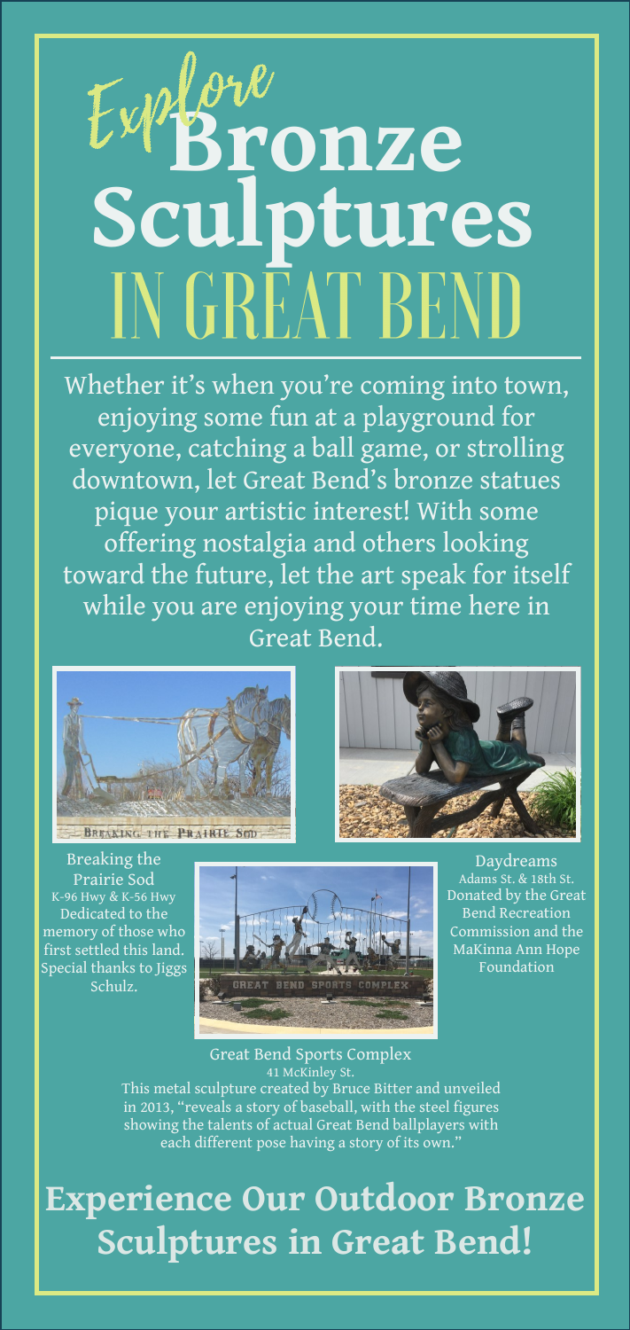# Explore Bronze Sculptures IN GREAT BEND

Whether it's when you're coming into town, enjoying some fun at a playground for everyone, catching a ball game, or strolling downtown, let Great Bend's bronze statues pique your artistic interest! With some offering nostalgia and others looking toward the future, let the art speak for itself while you are enjoying your time here in Great Bend.

Breaking the Prairie Sod
K-96 Hwy & K-56 Hwy
Dedicated to the memory of those who first settled this land. Special thanks to Jiggs Schulz.

Daydreams
Adams St. & 18th St.
Donated by the Great Bend Recreation Commission and the MaKinna Ann Hope Foundation

Great Bend Sports Complex
41 McKinley St.
This metal sculpture created by Bruce Bitter and unveiled in 2013, "reveals a story of baseball, with the steel figures showing the talents of actual Great Bend ballplayers with each different pose having a story of its own."

## Experience Our Outdoor Bronze Sculptures in Great Bend!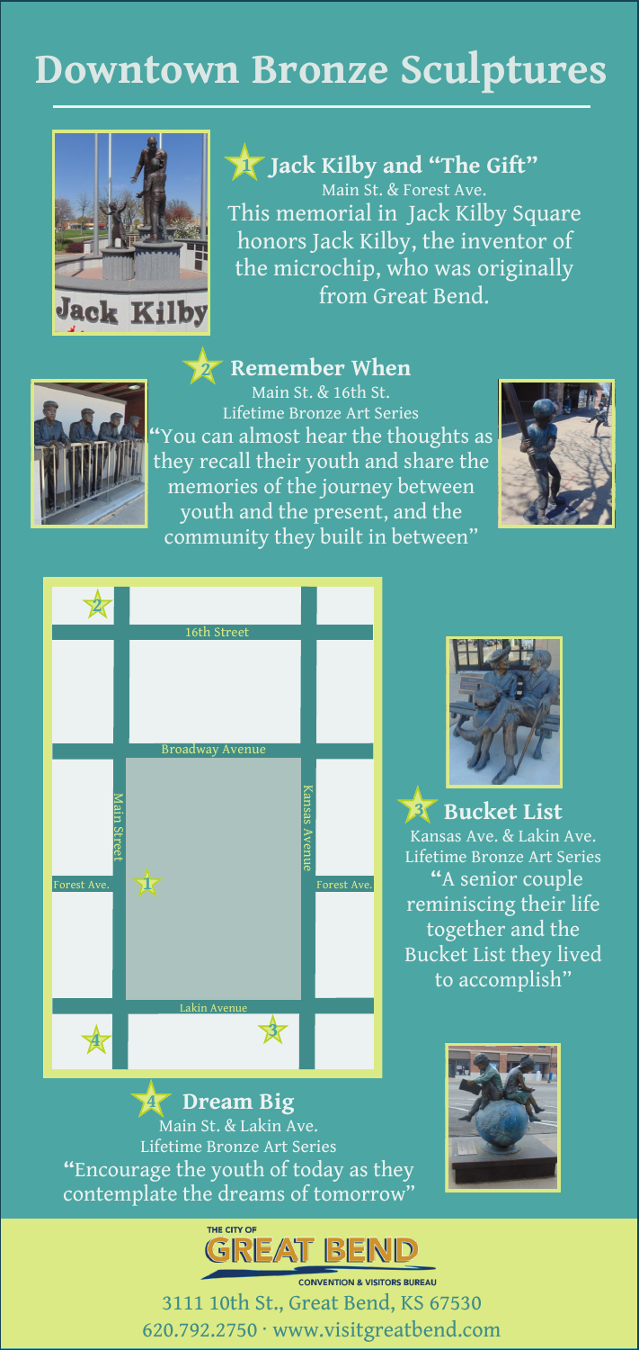# Downtown Bronze Sculptures

## 1 Jack Kilby and "The Gift"

Main St. & Forest Ave.

This memorial in Jack Kilby Square honors Jack Kilby, the inventor of the microchip, who was originally from Great Bend.

## 2 Remember When

Main St. & 16th St.

Lifetime Bronze Art Series

"You can almost hear the thoughts as they recall their youth and share the memories of the journey between youth and the present, and the community they built in between"

16th Street

Broadway Avenue

Main Street

Kansas Avenue

Forest Ave.

Forest Ave.

Lakin Avenue

## 3 Bucket List

Kansas Ave. & Lakin Ave.

Lifetime Bronze Art Series

"A senior couple reminiscing their life together and the Bucket List they lived to accomplish"

## 4 Dream Big

Main St. & Lakin Ave.

Lifetime Bronze Art Series

"Encourage the youth of today as they contemplate the dreams of tomorrow"

THE CITY OF GREAT BEND

CONVENTION & VISITORS BUREAU

3111 10th St., Great Bend, KS 67530

620.792.2750 · www.visitgreatbend.com